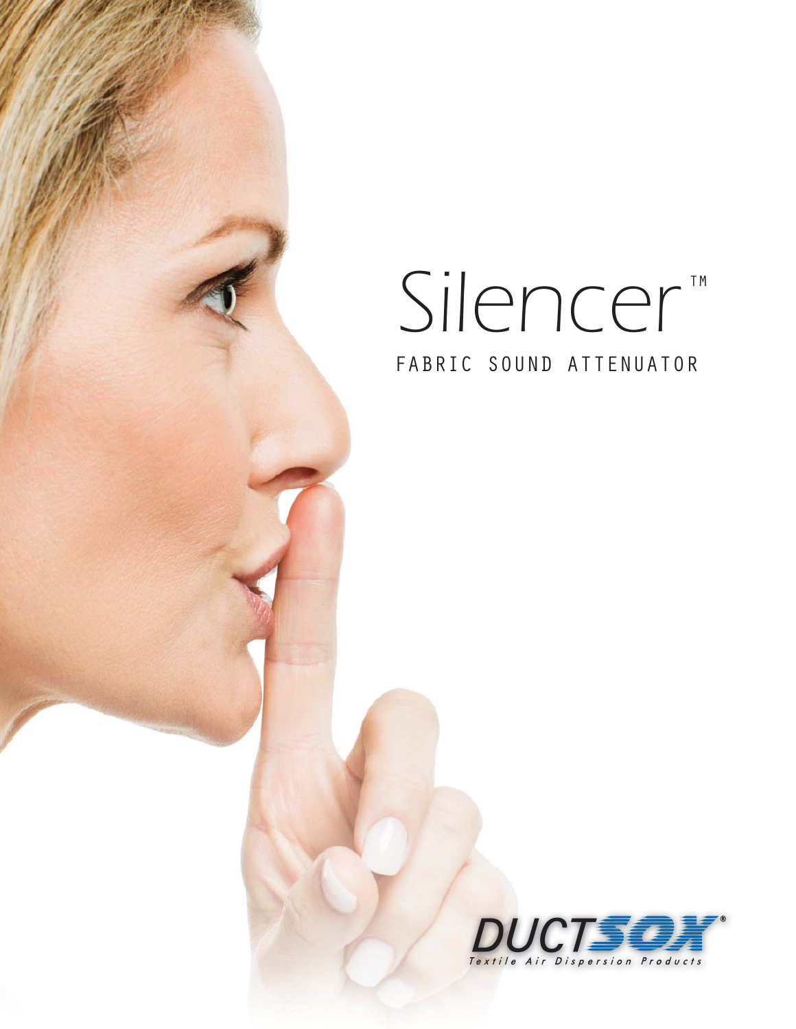# Silencer™

## FABRIC SOUND ATTENUATOR

DUCTSOX®

*Textile Air Dispersion Products*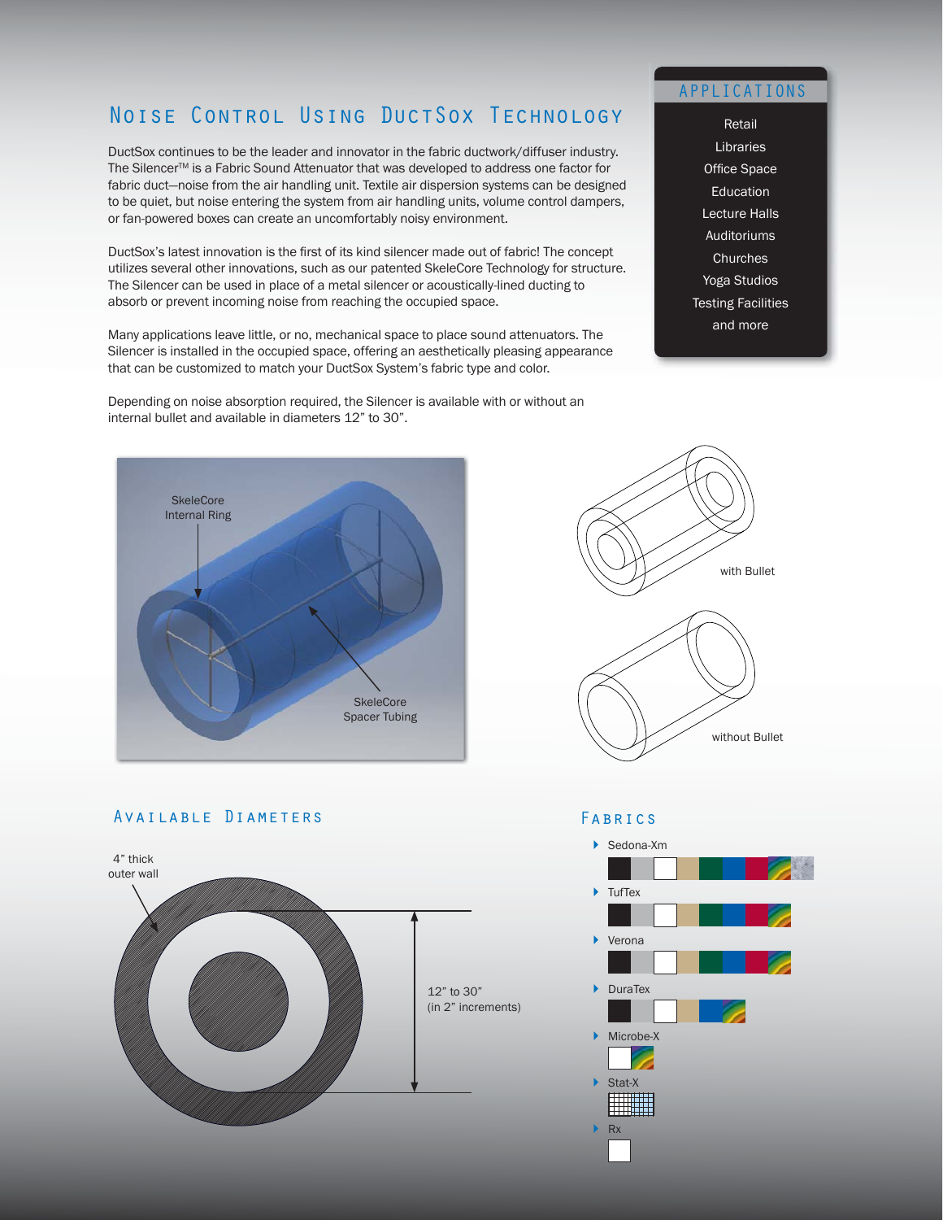## Noise Control Using DuctSox Technology

DuctSox continues to be the leader and innovator in the fabric ductwork/diffuser industry. The Silencer™ is a Fabric Sound Attenuator that was developed to address one factor for fabric duct—noise from the air handling unit. Textile air dispersion systems can be designed to be quiet, but noise entering the system from air handling units, volume control dampers, or fan-powered boxes can create an uncomfortably noisy environment.

DuctSox's latest innovation is the first of its kind silencer made out of fabric! The concept utilizes several other innovations, such as our patented SkeleCore Technology for structure. The Silencer can be used in place of a metal silencer or acoustically-lined ducting to absorb or prevent incoming noise from reaching the occupied space.

Many applications leave little, or no, mechanical space to place sound attenuators. The Silencer is installed in the occupied space, offering an aesthetically pleasing appearance that can be customized to match your DuctSox System's fabric type and color.

Depending on noise absorption required, the Silencer is available with or without an internal bullet and available in diameters 12" to 30".

### Applications

- Retail
- Libraries
- Office Space
- Education
- Lecture Halls
- Auditoriums
- Churches
- Yoga Studios
- Testing Facilities
- and more

SkeleCore Internal Ring

SkeleCore Spacer Tubing

with Bullet

without Bullet

### Available Diameters

4" thick outer wall

12" to 30" (in 2" increments)

### Fabrics

- Sedona-Xm
- TufTex
- Verona
- DuraTex
- Microbe-X
- Stat-X
- Rx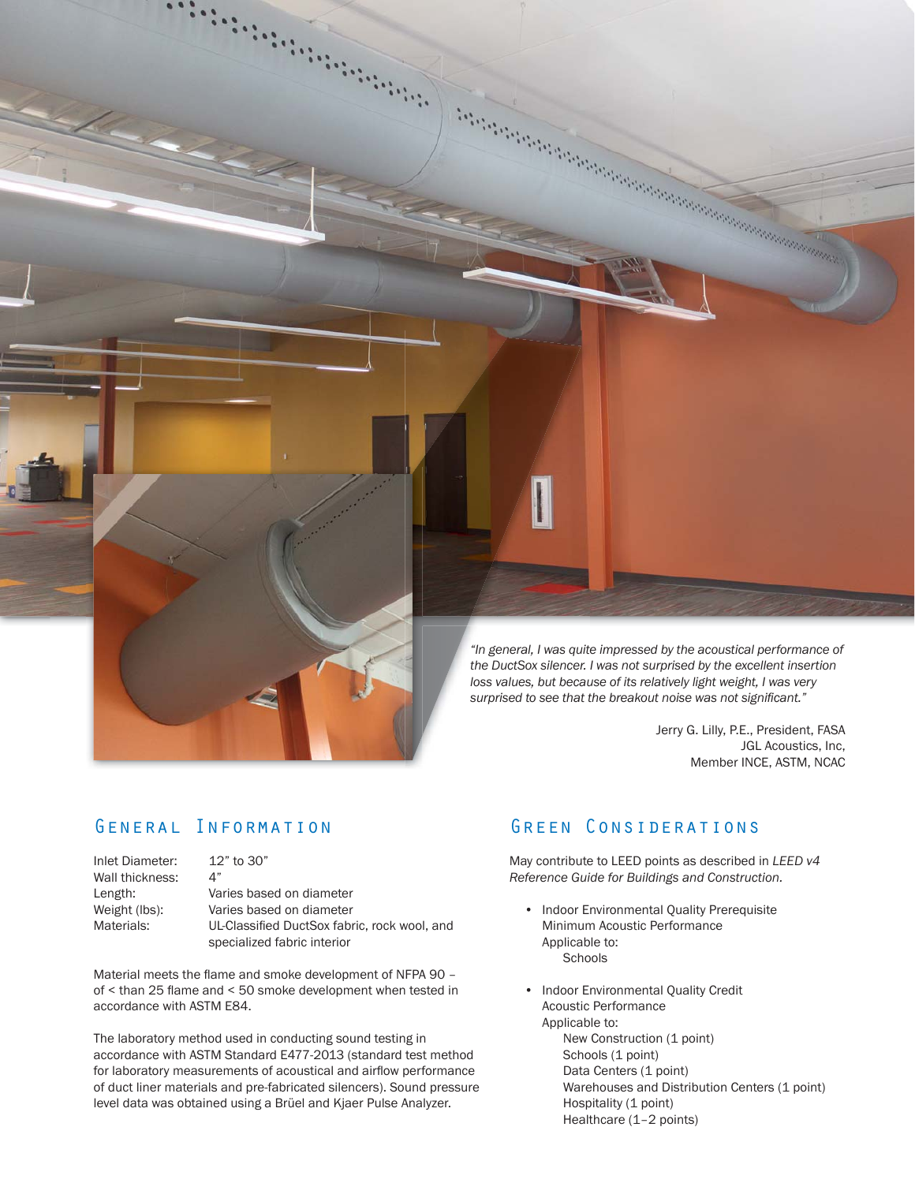*"In general, I was quite impressed by the acoustical performance of the DuctSox silencer. I was not surprised by the excellent insertion loss values, but because of its relatively light weight, I was very surprised to see that the breakout noise was not significant."*

Jerry G. Lilly, P.E., President, FASA
JGL Acoustics, Inc,
Member INCE, ASTM, NCAC

## General Information

| | |
|---|---|
| Inlet Diameter: | 12" to 30" |
| Wall thickness: | 4" |
| Length: | Varies based on diameter |
| Weight (lbs): | Varies based on diameter |
| Materials: | UL-Classified DuctSox fabric, rock wool, and specialized fabric interior |

Material meets the flame and smoke development of NFPA 90 – of < than 25 flame and < 50 smoke development when tested in accordance with ASTM E84.

The laboratory method used in conducting sound testing in accordance with ASTM Standard E477-2013 (standard test method for laboratory measurements of acoustical and airflow performance of duct liner materials and pre-fabricated silencers). Sound pressure level data was obtained using a Brüel and Kjaer Pulse Analyzer.

## Green Considerations

May contribute to LEED points as described in *LEED v4 Reference Guide for Buildings and Construction*.

- Indoor Environmental Quality Prerequisite
  Minimum Acoustic Performance
  Applicable to:
    - Schools
- Indoor Environmental Quality Credit
  Acoustic Performance
  Applicable to:
    - New Construction (1 point)
    - Schools (1 point)
    - Data Centers (1 point)
    - Warehouses and Distribution Centers (1 point)
    - Hospitality (1 point)
    - Healthcare (1–2 points)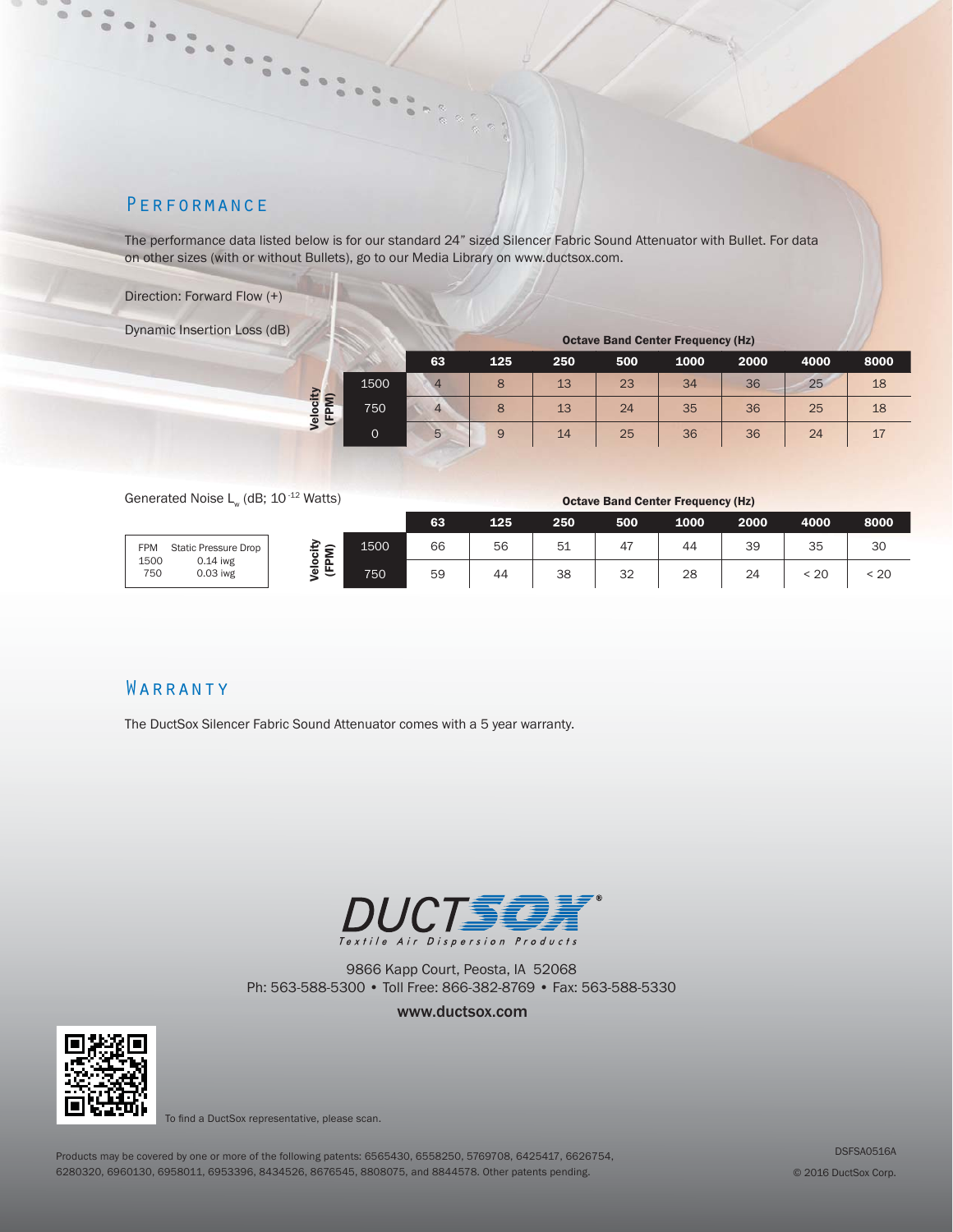## Performance

The performance data listed below is for our standard 24" sized Silencer Fabric Sound Attenuator with Bullet. For data on other sizes (with or without Bullets), go to our Media Library on www.ductsox.com.

Direction: Forward Flow (+)

Dynamic Insertion Loss (dB)

| Velocity (FPM) | Octave Band Center Frequency (Hz) | | | | | | | |
|---|---|---|---|---|---|---|---|---|
| | 63 | 125 | 250 | 500 | 1000 | 2000 | 4000 | 8000 |
| 1500 | 4 | 8 | 13 | 23 | 34 | 36 | 25 | 18 |
| 750 | 4 | 8 | 13 | 24 | 35 | 36 | 25 | 18 |
| 0 | 5 | 9 | 14 | 25 | 36 | 36 | 24 | 17 |

Generated Noise $L_w$ (dB; $10^{-12}$ Watts)

| FPM | Static Pressure Drop |
|---|---|
| 1500 | 0.14 iwg |
| 750 | 0.03 iwg |

| Velocity (FPM) | Octave Band Center Frequency (Hz) | | | | | | | |
|---|---|---|---|---|---|---|---|---|
| | 63 | 125 | 250 | 500 | 1000 | 2000 | 4000 | 8000 |
| 1500 | 66 | 56 | 51 | 47 | 44 | 39 | 35 | 30 |
| 750 | 59 | 44 | 38 | 32 | 28 | 24 | < 20 | < 20 |

## Warranty

The DuctSox Silencer Fabric Sound Attenuator comes with a 5 year warranty.

DUCTSOX®
Textile Air Dispersion Products

9866 Kapp Court, Peosta, IA 52068
Ph: 563-588-5300 • Toll Free: 866-382-8769 • Fax: 563-588-5330

**www.ductsox.com**

To find a DuctSox representative, please scan.

Products may be covered by one or more of the following patents: 6565430, 6558250, 5769708, 6425417, 6626754, 6280320, 6960130, 6958011, 6953396, 8434526, 8676545, 8808075, and 8844578. Other patents pending.

DSFSA0516A

© 2016 DuctSox Corp.